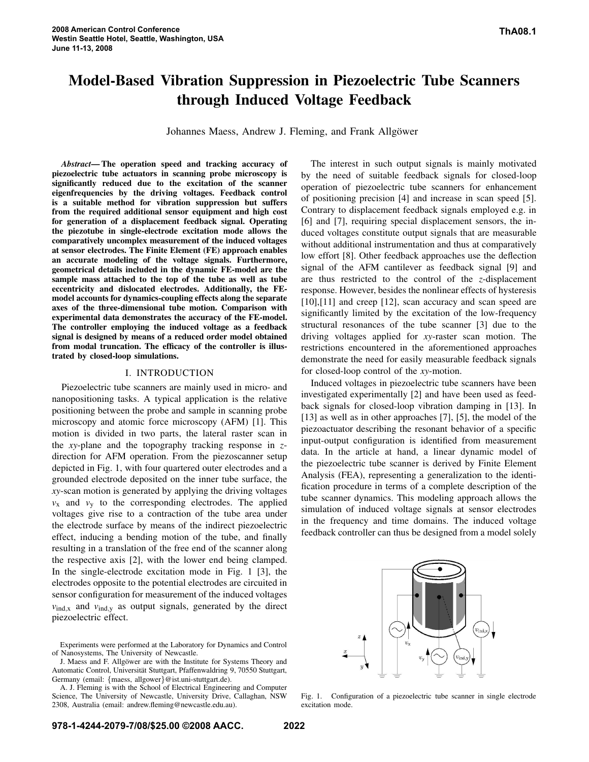# Model-Based Vibration Suppression in Piezoelectric Tube Scanners through Induced Voltage Feedback

Johannes Maess, Andrew J. Fleming, and Frank Allgöwer

***Abstract*— The operation speed and tracking accuracy of piezoelectric tube actuators in scanning probe microscopy is significantly reduced due to the excitation of the scanner eigenfrequencies by the driving voltages. Feedback control is a suitable method for vibration suppression but suffers from the required additional sensor equipment and high cost for generation of a displacement feedback signal. Operating the piezotube in single-electrode excitation mode allows the comparatively uncomplex measurement of the induced voltages at sensor electrodes. The Finite Element (FE) approach enables an accurate modeling of the voltage signals. Furthermore, geometrical details included in the dynamic FE-model are the sample mass attached to the top of the tube as well as tube eccentricity and dislocated electrodes. Additionally, the FE-model accounts for dynamics-coupling effects along the separate axes of the three-dimensional tube motion. Comparison with experimental data demonstrates the accuracy of the FE-model. The controller employing the induced voltage as a feedback signal is designed by means of a reduced order model obtained from modal truncation. The efficacy of the controller is illustrated by closed-loop simulations.**

## I. INTRODUCTION

Piezoelectric tube scanners are mainly used in micro- and nanopositioning tasks. A typical application is the relative positioning between the probe and sample in scanning probe microscopy and atomic force microscopy (AFM) [1]. This motion is divided in two parts, the lateral raster scan in the *xy*-plane and the topography tracking response in *z*-direction for AFM operation. From the piezoscanner setup depicted in Fig. 1, with four quartered outer electrodes and a grounded electrode deposited on the inner tube surface, the *xy*-scan motion is generated by applying the driving voltages $v_x$ and $v_y$ to the corresponding electrodes. The applied voltages give rise to a contraction of the tube area under the electrode surface by means of the indirect piezoelectric effect, inducing a bending motion of the tube, and finally resulting in a translation of the free end of the scanner along the respective axis [2], with the lower end being clamped. In the single-electrode excitation mode in Fig. 1 [3], the electrodes opposite to the potential electrodes are circuited in sensor configuration for measurement of the induced voltages $v_{\text{ind,x}}$ and $v_{\text{ind,y}}$ as output signals, generated by the direct piezoelectric effect.

The interest in such output signals is mainly motivated by the need of suitable feedback signals for closed-loop operation of piezoelectric tube scanners for enhancement of positioning precision [4] and increase in scan speed [5]. Contrary to displacement feedback signals employed e.g. in [6] and [7], requiring special displacement sensors, the induced voltages constitute output signals that are measurable without additional instrumentation and thus at comparatively low effort [8]. Other feedback approaches use the deflection signal of the AFM cantilever as feedback signal [9] and are thus restricted to the control of the *z*-displacement response. However, besides the nonlinear effects of hysteresis [10],[11] and creep [12], scan accuracy and scan speed are significantly limited by the excitation of the low-frequency structural resonances of the tube scanner [3] due to the driving voltages applied for *xy*-raster scan motion. The restrictions encountered in the aforementioned approaches demonstrate the need for easily measurable feedback signals for closed-loop control of the *xy*-motion.

Induced voltages in piezoelectric tube scanners have been investigated experimentally [2] and have been used as feedback signals for closed-loop vibration damping in [13]. In [13] as well as in other approaches [7], [5], the model of the piezoactuator describing the resonant behavior of a specific input-output configuration is identified from measurement data. In the article at hand, a linear dynamic model of the piezoelectric tube scanner is derived by Finite Element Analysis (FEA), representing a generalization to the identification procedure in terms of a complete description of the tube scanner dynamics. This modeling approach allows the simulation of induced voltage signals at sensor electrodes in the frequency and time domains. The induced voltage feedback controller can thus be designed from a model solely

Fig. 1. Configuration of a piezoelectric tube scanner in single electrode excitation mode.

Experiments were performed at the Laboratory for Dynamics and Control of Nanosystems, The University of Newcastle.

J. Maess and F. Allgöwer are with the Institute for Systems Theory and Automatic Control, Universität Stuttgart, Pfaffenwaldring 9, 70550 Stuttgart, Germany (email: {maess, allgower}@ist.uni-stuttgart.de).

A. J. Fleming is with the School of Electrical Engineering and Computer Science, The University of Newcastle, University Drive, Callaghan, NSW 2308, Australia (email: andrew.fleming@newcastle.edu.au).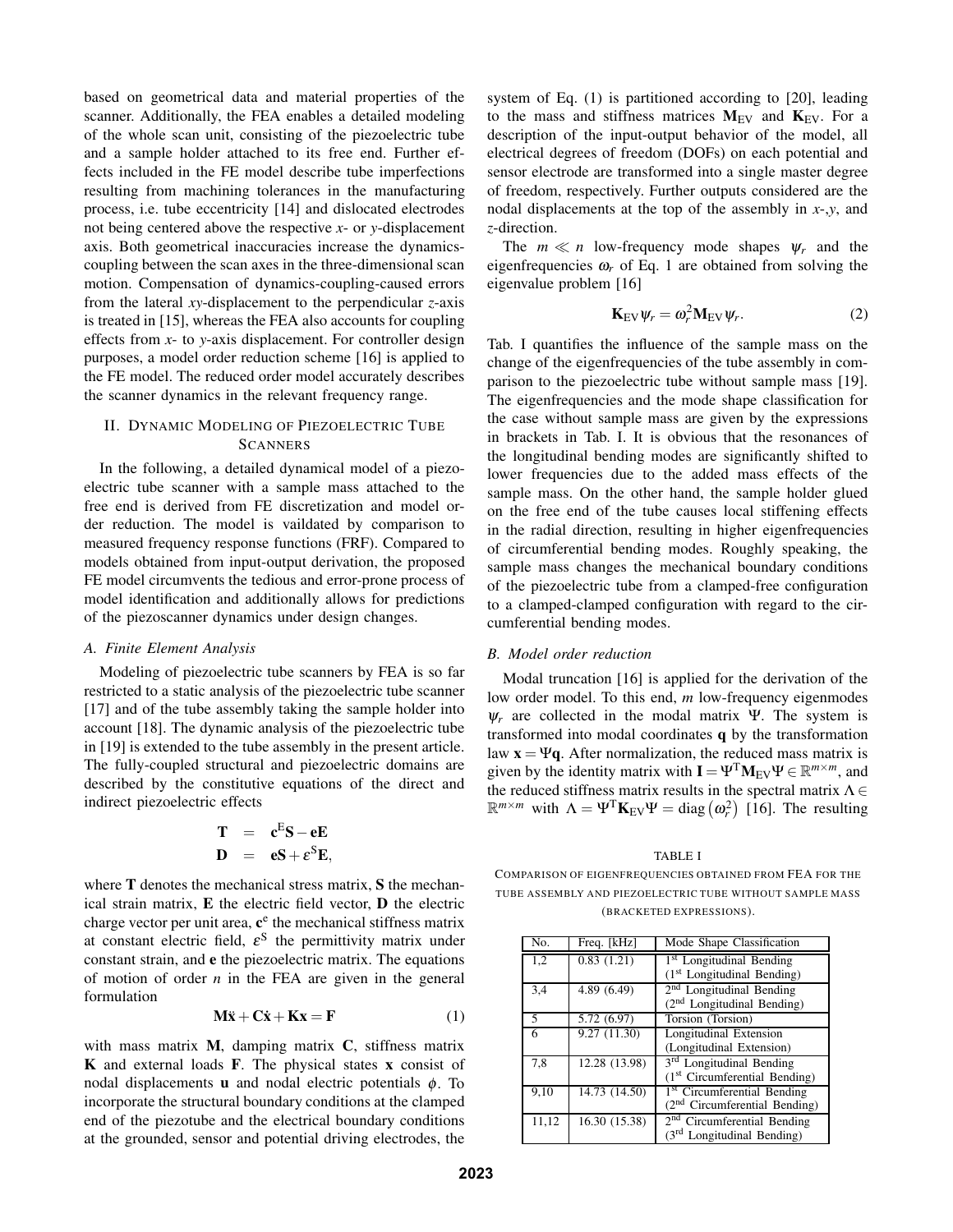based on geometrical data and material properties of the scanner. Additionally, the FEA enables a detailed modeling of the whole scan unit, consisting of the piezoelectric tube and a sample holder attached to its free end. Further effects included in the FE model describe tube imperfections resulting from machining tolerances in the manufacturing process, i.e. tube eccentricity [14] and dislocated electrodes not being centered above the respective *x*- or *y*-displacement axis. Both geometrical inaccuracies increase the dynamics-coupling between the scan axes in the three-dimensional scan motion. Compensation of dynamics-coupling-caused errors from the lateral *xy*-displacement to the perpendicular *z*-axis is treated in [15], whereas the FEA also accounts for coupling effects from *x*- to *y*-axis displacement. For controller design purposes, a model order reduction scheme [16] is applied to the FE model. The reduced order model accurately describes the scanner dynamics in the relevant frequency range.

## II. Dynamic Modeling of Piezoelectric Tube Scanners

In the following, a detailed dynamical model of a piezoelectric tube scanner with a sample mass attached to the free end is derived from FE discretization and model order reduction. The model is vaildated by comparison to measured frequency response functions (FRF). Compared to models obtained from input-output derivation, the proposed FE model circumvents the tedious and error-prone process of model identification and additionally allows for predictions of the piezoscanner dynamics under design changes.

### A. Finite Element Analysis

Modeling of piezoelectric tube scanners by FEA is so far restricted to a static analysis of the piezoelectric tube scanner [17] and of the tube assembly taking the sample holder into account [18]. The dynamic analysis of the piezoelectric tube in [19] is extended to the tube assembly in the present article. The fully-coupled structural and piezoelectric domains are described by the constitutive equations of the direct and indirect piezoelectric effects

$$\begin{aligned} \mathbf{T} &= \mathbf{c}^{\mathrm{E}}\mathbf{S} - \mathbf{e}\mathbf{E} \\ \mathbf{D} &= \mathbf{e}\mathbf{S} + \varepsilon^{\mathrm{S}}\mathbf{E}, \end{aligned}$$

where $\mathbf{T}$ denotes the mechanical stress matrix, $\mathbf{S}$ the mechanical strain matrix, $\mathbf{E}$ the electric field vector, $\mathbf{D}$ the electric charge vector per unit area, $\mathbf{c}^{\mathrm{e}}$ the mechanical stiffness matrix at constant electric field, $\varepsilon^{\mathrm{S}}$ the permittivity matrix under constant strain, and $\mathbf{e}$ the piezoelectric matrix. The equations of motion of order $n$ in the FEA are given in the general formulation

$$\mathbf{M}\ddot{\mathbf{x}} + \mathbf{C}\dot{\mathbf{x}} + \mathbf{K}\mathbf{x} = \mathbf{F} \tag{1}$$

with mass matrix $\mathbf{M}$, damping matrix $\mathbf{C}$, stiffness matrix $\mathbf{K}$ and external loads $\mathbf{F}$. The physical states $\mathbf{x}$ consist of nodal displacements $\mathbf{u}$ and nodal electric potentials $\phi$. To incorporate the structural boundary conditions at the clamped end of the piezotube and the electrical boundary conditions at the grounded, sensor and potential driving electrodes, the system of Eq. (1) is partitioned according to [20], leading to the mass and stiffness matrices $\mathbf{M}_{\mathrm{EV}}$ and $\mathbf{K}_{\mathrm{EV}}$. For a description of the input-output behavior of the model, all electrical degrees of freedom (DOFs) on each potential and sensor electrode are transformed into a single master degree of freedom, respectively. Further outputs considered are the nodal displacements at the top of the assembly in *x*-,*y*, and *z*-direction.

The $m \ll n$ low-frequency mode shapes $\psi_r$ and the eigenfrequencies $\omega_r$ of Eq. 1 are obtained from solving the eigenvalue problem [16]

$$\mathbf{K}_{\mathrm{EV}}\psi_r = \omega_r^2 \mathbf{M}_{\mathrm{EV}}\psi_r. \tag{2}$$

Tab. I quantifies the influence of the sample mass on the change of the eigenfrequencies of the tube assembly in comparison to the piezoelectric tube without sample mass [19]. The eigenfrequencies and the mode shape classification for the case without sample mass are given by the expressions in brackets in Tab. I. It is obvious that the resonances of the longitudinal bending modes are significantly shifted to lower frequencies due to the added mass effects of the sample mass. On the other hand, the sample holder glued on the free end of the tube causes local stiffening effects in the radial direction, resulting in higher eigenfrequencies of circumferential bending modes. Roughly speaking, the sample mass changes the mechanical boundary conditions of the piezoelectric tube from a clamped-free configuration to a clamped-clamped configuration with regard to the circumferential bending modes.

### B. Model order reduction

Modal truncation [16] is applied for the derivation of the low order model. To this end, $m$ low-frequency eigenmodes $\psi_r$ are collected in the modal matrix $\Psi$. The system is transformed into modal coordinates $\mathbf{q}$ by the transformation law $\mathbf{x} = \Psi\mathbf{q}$. After normalization, the reduced mass matrix is given by the identity matrix with $\mathbf{I} = \Psi^{\mathrm{T}}\mathbf{M}_{\mathrm{EV}}\Psi \in \mathbb{R}^{m\times m}$, and the reduced stiffness matrix results in the spectral matrix $\Lambda \in \mathbb{R}^{m\times m}$ with $\Lambda = \Psi^{\mathrm{T}}\mathbf{K}_{\mathrm{EV}}\Psi = \mathrm{diag}\left(\omega_r^2\right)$ [16]. The resulting

TABLE I

Comparison of eigenfrequencies obtained from FEA for the tube assembly and piezoelectric tube without sample mass (bracketed expressions).

| No. | Freq. [kHz] | Mode Shape Classification |
|---|---|---|
| 1,2 | 0.83 (1.21) | 1st Longitudinal Bending (1st Longitudinal Bending) |
| 3,4 | 4.89 (6.49) | 2nd Longitudinal Bending (2nd Longitudinal Bending) |
| 5 | 5.72 (6.97) | Torsion (Torsion) |
| 6 | 9.27 (11.30) | Longitudinal Extension (Longitudinal Extension) |
| 7,8 | 12.28 (13.98) | 3rd Longitudinal Bending (1st Circumferential Bending) |
| 9,10 | 14.73 (14.50) | 1st Circumferential Bending (2nd Circumferential Bending) |
| 11,12 | 16.30 (15.38) | 2nd Circumferential Bending (3rd Longitudinal Bending) |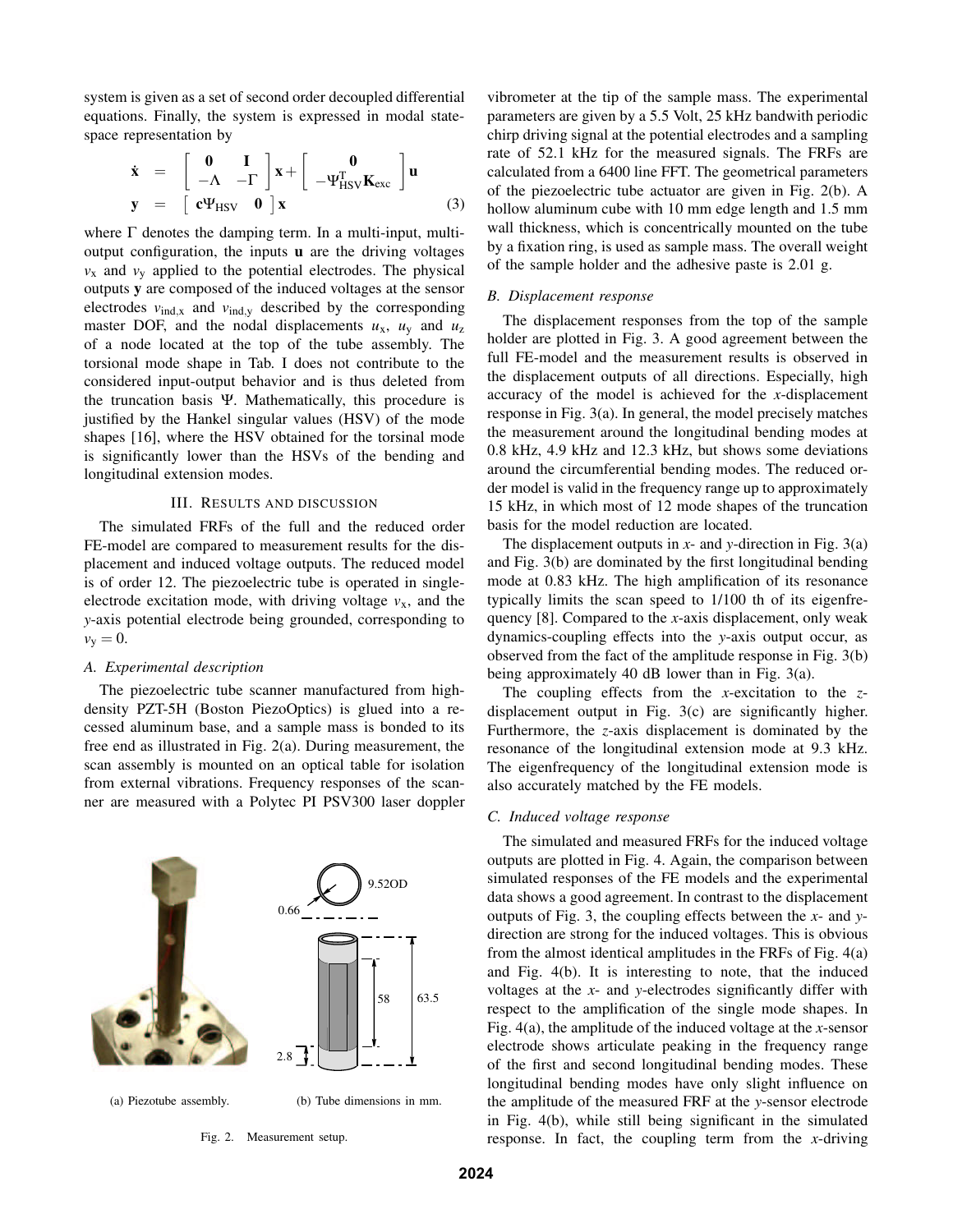system is given as a set of second order decoupled differential equations. Finally, the system is expressed in modal state-space representation by

$$
\begin{aligned}
\dot{\mathbf{x}} &= \begin{bmatrix} \mathbf{0} & \mathbf{I} \\ -\Lambda & -\Gamma \end{bmatrix} \mathbf{x} + \begin{bmatrix} \mathbf{0} \\ -\Psi_{\mathrm{HSV}}^{\mathrm{T}} \mathbf{K}_{\mathrm{exc}} \end{bmatrix} \mathbf{u} \\
\mathbf{y} &= \begin{bmatrix} \mathbf{c}\Psi_{\mathrm{HSV}} & \mathbf{0} \end{bmatrix} \mathbf{x}
\end{aligned}
\tag{3}
$$

where $\Gamma$ denotes the damping term. In a multi-input, multi-output configuration, the inputs $\mathbf{u}$ are the driving voltages $v_{\mathrm{x}}$ and $v_{\mathrm{y}}$ applied to the potential electrodes. The physical outputs $\mathbf{y}$ are composed of the induced voltages at the sensor electrodes $v_{\mathrm{ind,x}}$ and $v_{\mathrm{ind,y}}$ described by the corresponding master DOF, and the nodal displacements $u_{\mathrm{x}}$, $u_{\mathrm{y}}$ and $u_{\mathrm{z}}$ of a node located at the top of the tube assembly. The torsional mode shape in Tab. I does not contribute to the considered input-output behavior and is thus deleted from the truncation basis $\Psi$. Mathematically, this procedure is justified by the Hankel singular values (HSV) of the mode shapes [16], where the HSV obtained for the torsinal mode is significantly lower than the HSVs of the bending and longitudinal extension modes.

## III. Results and discussion

The simulated FRFs of the full and the reduced order FE-model are compared to measurement results for the displacement and induced voltage outputs. The reduced model is of order 12. The piezoelectric tube is operated in single-electrode excitation mode, with driving voltage $v_{\mathrm{x}}$, and the $y$-axis potential electrode being grounded, corresponding to $v_{\mathrm{y}} = 0$.

### A. Experimental description

The piezoelectric tube scanner manufactured from high-density PZT-5H (Boston PiezoOptics) is glued into a recessed aluminum base, and a sample mass is bonded to its free end as illustrated in Fig. 2(a). During measurement, the scan assembly is mounted on an optical table for isolation from external vibrations. Frequency responses of the scanner are measured with a Polytec PI PSV300 laser doppler vibrometer at the tip of the sample mass. The experimental parameters are given by a 5.5 Volt, 25 kHz bandwith periodic chirp driving signal at the potential electrodes and a sampling rate of 52.1 kHz for the measured signals. The FRFs are calculated from a 6400 line FFT. The geometrical parameters of the piezoelectric tube actuator are given in Fig. 2(b). A hollow aluminum cube with 10 mm edge length and 1.5 mm wall thickness, which is concentrically mounted on the tube by a fixation ring, is used as sample mass. The overall weight of the sample holder and the adhesive paste is 2.01 g.

(a) Piezotube assembly. (b) Tube dimensions in mm.

Fig. 2. Measurement setup.

### B. Displacement response

The displacement responses from the top of the sample holder are plotted in Fig. 3. A good agreement between the full FE-model and the measurement results is observed in the displacement outputs of all directions. Especially, high accuracy of the model is achieved for the $x$-displacement response in Fig. 3(a). In general, the model precisely matches the measurement around the longitudinal bending modes at 0.8 kHz, 4.9 kHz and 12.3 kHz, but shows some deviations around the circumferential bending modes. The reduced order model is valid in the frequency range up to approximately 15 kHz, in which most of 12 mode shapes of the truncation basis for the model reduction are located.

The displacement outputs in $x$- and $y$-direction in Fig. 3(a) and Fig. 3(b) are dominated by the first longitudinal bending mode at 0.83 kHz. The high amplification of its resonance typically limits the scan speed to 1/100 th of its eigenfrequency [8]. Compared to the $x$-axis displacement, only weak dynamics-coupling effects into the $y$-axis output occur, as observed from the fact of the amplitude response in Fig. 3(b) being approximately 40 dB lower than in Fig. 3(a).

The coupling effects from the $x$-excitation to the $z$-displacement output in Fig. 3(c) are significantly higher. Furthermore, the $z$-axis displacement is dominated by the resonance of the longitudinal extension mode at 9.3 kHz. The eigenfrequency of the longitudinal extension mode is also accurately matched by the FE models.

### C. Induced voltage response

The simulated and measured FRFs for the induced voltage outputs are plotted in Fig. 4. Again, the comparison between simulated responses of the FE models and the experimental data shows a good agreement. In contrast to the displacement outputs of Fig. 3, the coupling effects between the $x$- and $y$-direction are strong for the induced voltages. This is obvious from the almost identical amplitudes in the FRFs of Fig. 4(a) and Fig. 4(b). It is interesting to note, that the induced voltages at the $x$- and $y$-electrodes significantly differ with respect to the amplification of the single mode shapes. In Fig. 4(a), the amplitude of the induced voltage at the $x$-sensor electrode shows articulate peaking in the frequency range of the first and second longitudinal bending modes. These longitudinal bending modes have only slight influence on the amplitude of the measured FRF at the $y$-sensor electrode in Fig. 4(b), while still being significant in the simulated response. In fact, the coupling term from the $x$-driving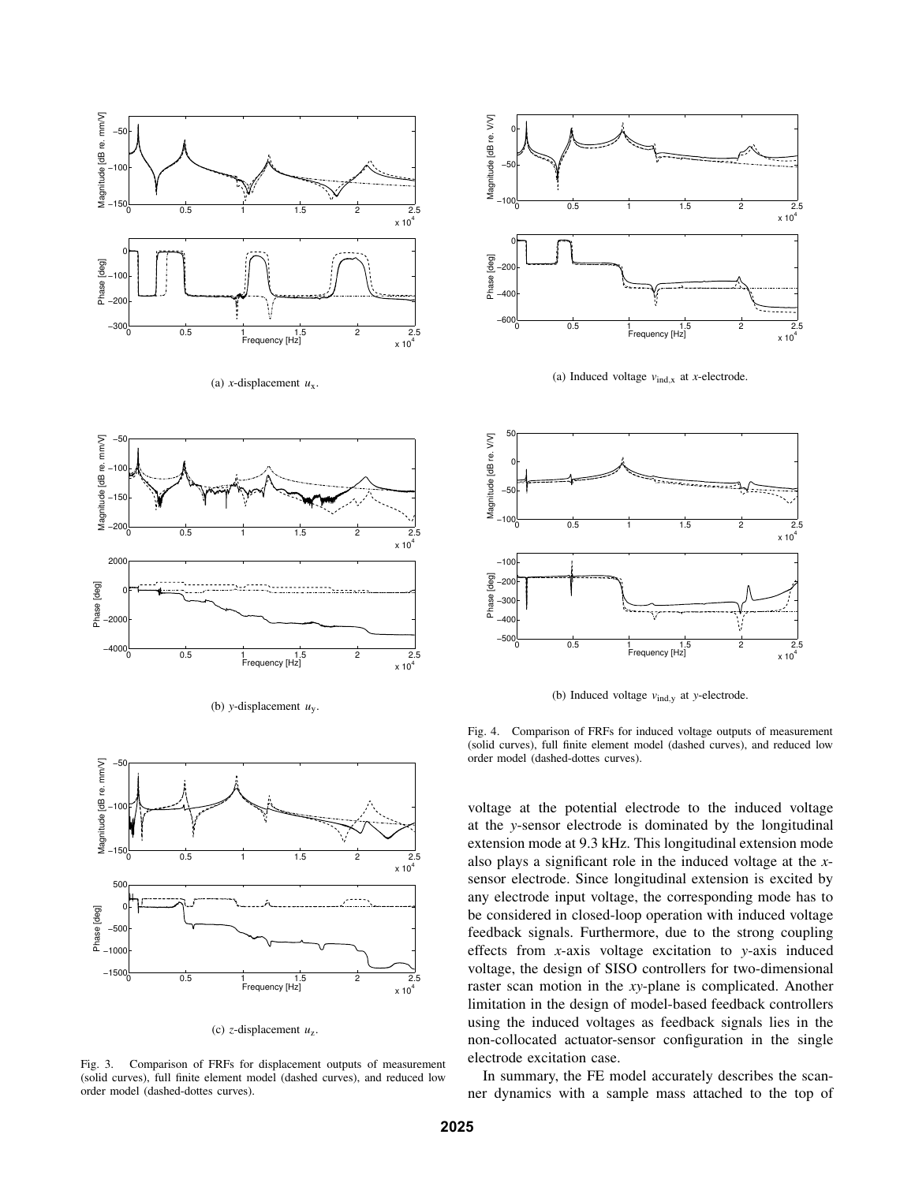(a) *x*-displacement $u_x$.

(b) *y*-displacement $u_y$.

(c) *z*-displacement $u_z$.

Fig. 3. Comparison of FRFs for displacement outputs of measurement (solid curves), full finite element model (dashed curves), and reduced low order model (dashed-dottes curves).

(a) Induced voltage $v_{\text{ind},x}$ at *x*-electrode.

(b) Induced voltage $v_{\text{ind},y}$ at *y*-electrode.

Fig. 4. Comparison of FRFs for induced voltage outputs of measurement (solid curves), full finite element model (dashed curves), and reduced low order model (dashed-dottes curves).

voltage at the potential electrode to the induced voltage at the *y*-sensor electrode is dominated by the longitudinal extension mode at 9.3 kHz. This longitudinal extension mode also plays a significant role in the induced voltage at the *x*-sensor electrode. Since longitudinal extension is excited by any electrode input voltage, the corresponding mode has to be considered in closed-loop operation with induced voltage feedback signals. Furthermore, due to the strong coupling effects from *x*-axis voltage excitation to *y*-axis induced voltage, the design of SISO controllers for two-dimensional raster scan motion in the *xy*-plane is complicated. Another limitation in the design of model-based feedback controllers using the induced voltages as feedback signals lies in the non-collocated actuator-sensor configuration in the single electrode excitation case.

In summary, the FE model accurately describes the scanner dynamics with a sample mass attached to the top of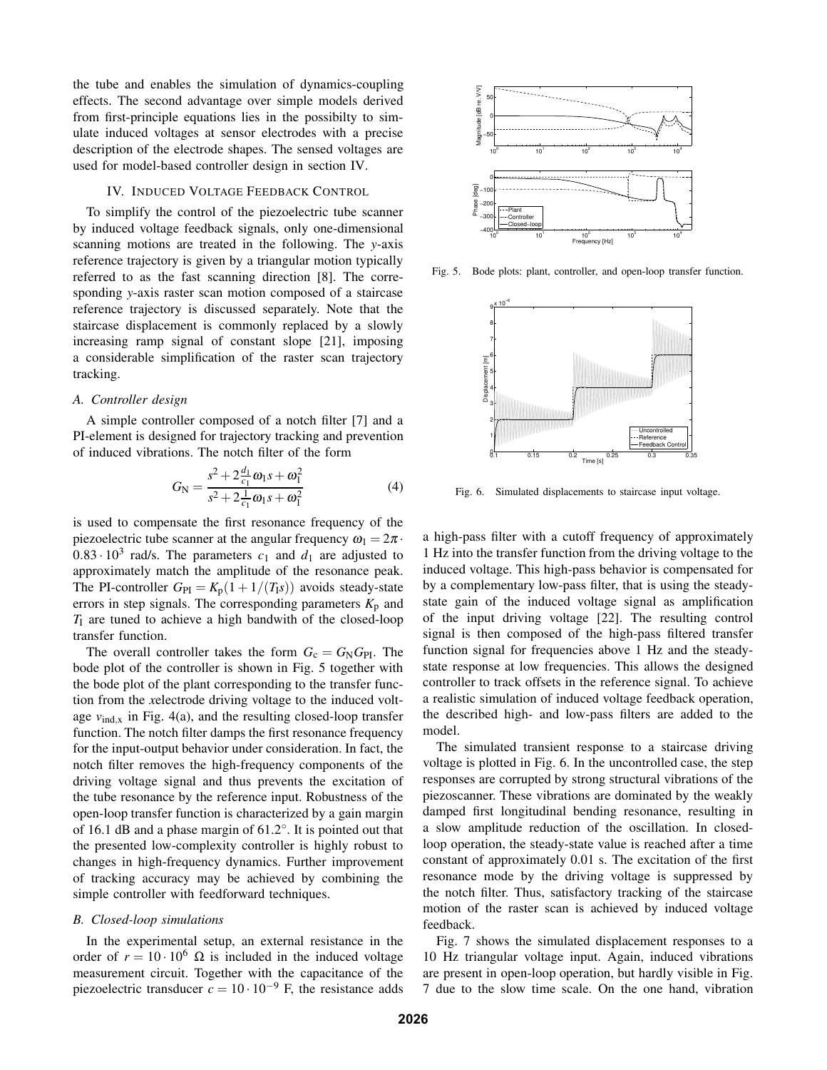the tube and enables the simulation of dynamics-coupling effects. The second advantage over simple models derived from first-principle equations lies in the possibilty to simulate induced voltages at sensor electrodes with a precise description of the electrode shapes. The sensed voltages are used for model-based controller design in section IV.

## IV. Induced Voltage Feedback Control

To simplify the control of the piezoelectric tube scanner by induced voltage feedback signals, only one-dimensional scanning motions are treated in the following. The $y$-axis reference trajectory is given by a triangular motion typically referred to as the fast scanning direction [8]. The corresponding $y$-axis raster scan motion composed of a staircase reference trajectory is discussed separately. Note that the staircase displacement is commonly replaced by a slowly increasing ramp signal of constant slope [21], imposing a considerable simplification of the raster scan trajectory tracking.

### A. Controller design

A simple controller composed of a notch filter [7] and a PI-element is designed for trajectory tracking and prevention of induced vibrations. The notch filter of the form

$$G_{\mathrm{N}} = \frac{s^2 + 2\frac{d_1}{c_1}\omega_1 s + \omega_1^2}{s^2 + 2\frac{1}{c_1}\omega_1 s + \omega_1^2} \tag{4}$$

is used to compensate the first resonance frequency of the piezoelectric tube scanner at the angular frequency $\omega_1 = 2\pi \cdot 0.83 \cdot 10^3$ rad/s. The parameters $c_1$ and $d_1$ are adjusted to approximately match the amplitude of the resonance peak. The PI-controller $G_{\mathrm{PI}} = K_{\mathrm{p}}(1 + 1/(T_{\mathrm{I}}s))$ avoids steady-state errors in step signals. The corresponding parameters $K_{\mathrm{p}}$ and $T_{\mathrm{I}}$ are tuned to achieve a high bandwith of the closed-loop transfer function.

The overall controller takes the form $G_{\mathrm{c}} = G_{\mathrm{N}} G_{\mathrm{PI}}$. The bode plot of the controller is shown in Fig. 5 together with the bode plot of the plant corresponding to the transfer function from the $x$electrode driving voltage to the induced voltage $v_{\mathrm{ind,x}}$ in Fig. 4(a), and the resulting closed-loop transfer function. The notch filter damps the first resonance frequency for the input-output behavior under consideration. In fact, the notch filter removes the high-frequency components of the driving voltage signal and thus prevents the excitation of the tube resonance by the reference input. Robustness of the open-loop transfer function is characterized by a gain margin of 16.1 dB and a phase margin of 61.2°. It is pointed out that the presented low-complexity controller is highly robust to changes in high-frequency dynamics. Further improvement of tracking accuracy may be achieved by combining the simple controller with feedforward techniques.

### B. Closed-loop simulations

In the experimental setup, an external resistance in the order of $r = 10 \cdot 10^6$ Ω is included in the induced voltage measurement circuit. Together with the capacitance of the piezoelectric transducer $c = 10 \cdot 10^{-9}$ F, the resistance adds a high-pass filter with a cutoff frequency of approximately 1 Hz into the transfer function from the driving voltage to the induced voltage. This high-pass behavior is compensated for by a complementary low-pass filter, that is using the steady-state gain of the induced voltage signal as amplification of the input driving voltage [22]. The resulting control signal is then composed of the high-pass filtered transfer function signal for frequencies above 1 Hz and the steady-state response at low frequencies. This allows the designed controller to track offsets in the reference signal. To achieve a realistic simulation of induced voltage feedback operation, the described high- and low-pass filters are added to the model.

Fig. 5. Bode plots: plant, controller, and open-loop transfer function.

Fig. 6. Simulated displacements to staircase input voltage.

The simulated transient response to a staircase driving voltage is plotted in Fig. 6. In the uncontrolled case, the step responses are corrupted by strong structural vibrations of the piezoscanner. These vibrations are dominated by the weakly damped first longitudinal bending resonance, resulting in a slow amplitude reduction of the oscillation. In closed-loop operation, the steady-state value is reached after a time constant of approximately 0.01 s. The excitation of the first resonance mode by the driving voltage is suppressed by the notch filter. Thus, satisfactory tracking of the staircase motion of the raster scan is achieved by induced voltage feedback.

Fig. 7 shows the simulated displacement responses to a 10 Hz triangular voltage input. Again, induced vibrations are present in open-loop operation, but hardly visible in Fig. 7 due to the slow time scale. On the one hand, vibration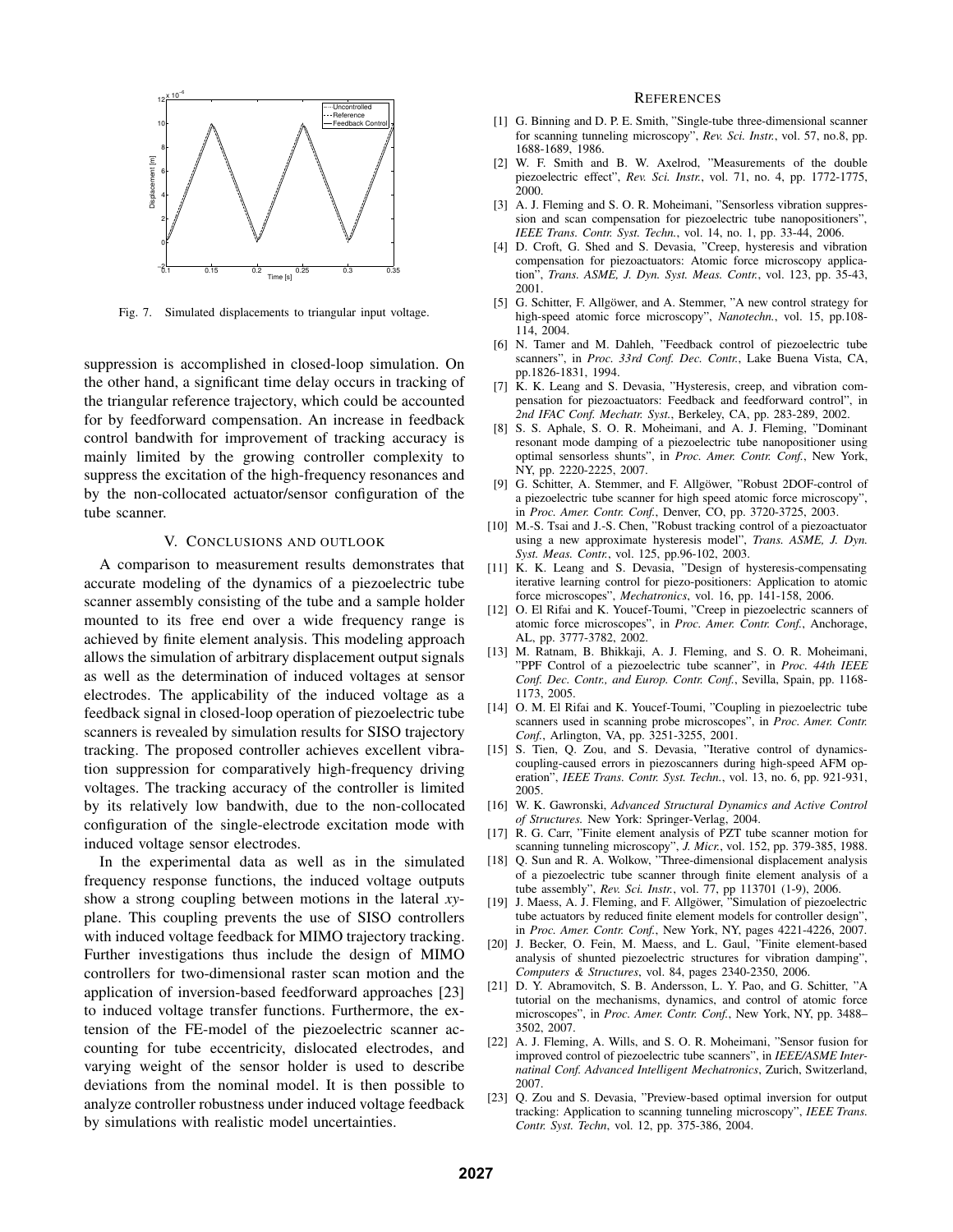x 10^-6
12
10
8
6
4
2
0
-2
Displacement [m]
0.1
0.15
0.2
0.25
0.3
0.35
Time [s]
Uncontrolled
Reference
Feedback Control

Fig. 7. Simulated displacements to triangular input voltage.

suppression is accomplished in closed-loop simulation. On the other hand, a significant time delay occurs in tracking of the triangular reference trajectory, which could be accounted for by feedforward compensation. An increase in feedback control bandwith for improvement of tracking accuracy is mainly limited by the growing controller complexity to suppress the excitation of the high-frequency resonances and by the non-collocated actuator/sensor configuration of the tube scanner.

## V. Conclusions and Outlook

A comparison to measurement results demonstrates that accurate modeling of the dynamics of a piezoelectric tube scanner assembly consisting of the tube and a sample holder mounted to its free end over a wide frequency range is achieved by finite element analysis. This modeling approach allows the simulation of arbitrary displacement output signals as well as the determination of induced voltages at sensor electrodes. The applicability of the induced voltage as a feedback signal in closed-loop operation of piezoelectric tube scanners is revealed by simulation results for SISO trajectory tracking. The proposed controller achieves excellent vibration suppression for comparatively high-frequency driving voltages. The tracking accuracy of the controller is limited by its relatively low bandwith, due to the non-collocated configuration of the single-electrode excitation mode with induced voltage sensor electrodes.

In the experimental data as well as in the simulated frequency response functions, the induced voltage outputs show a strong coupling between motions in the lateral *xy*-plane. This coupling prevents the use of SISO controllers with induced voltage feedback for MIMO trajectory tracking. Further investigations thus include the design of MIMO controllers for two-dimensional raster scan motion and the application of inversion-based feedforward approaches [23] to induced voltage transfer functions. Furthermore, the extension of the FE-model of the piezoelectric scanner accounting for tube eccentricity, dislocated electrodes, and varying weight of the sensor holder is used to describe deviations from the nominal model. It is then possible to analyze controller robustness under induced voltage feedback by simulations with realistic model uncertainties.

## References

[1] G. Binning and D. P. E. Smith, "Single-tube three-dimensional scanner for scanning tunneling microscopy", *Rev. Sci. Instr.*, vol. 57, no.8, pp. 1688-1689, 1986.

[2] W. F. Smith and B. W. Axelrod, "Measurements of the double piezoelectric effect", *Rev. Sci. Instr.*, vol. 71, no. 4, pp. 1772-1775, 2000.

[3] A. J. Fleming and S. O. R. Moheimani, "Sensorless vibration suppression and scan compensation for piezoelectric tube nanopositioners", *IEEE Trans. Contr. Syst. Techn.*, vol. 14, no. 1, pp. 33-44, 2006.

[4] D. Croft, G. Shed and S. Devasia, "Creep, hysteresis and vibration compensation for piezoactuators: Atomic force microscopy application", *Trans. ASME, J. Dyn. Syst. Meas. Contr.*, vol. 123, pp. 35-43, 2001.

[5] G. Schitter, F. Allgöwer, and A. Stemmer, "A new control strategy for high-speed atomic force microscopy", *Nanotechn.*, vol. 15, pp.108-114, 2004.

[6] N. Tamer and M. Dahleh, "Feedback control of piezoelectric tube scanners", in *Proc. 33rd Conf. Dec. Contr.*, Lake Buena Vista, CA, pp.1826-1831, 1994.

[7] K. K. Leang and S. Devasia, "Hysteresis, creep, and vibration compensation for piezoactuators: Feedback and feedforward control", in *2nd IFAC Conf. Mechatr. Syst.*, Berkeley, CA, pp. 283-289, 2002.

[8] S. S. Aphale, S. O. R. Moheimani, and A. J. Fleming, "Dominant resonant mode damping of a piezoelectric tube nanopositioner using optimal sensorless shunts", in *Proc. Amer. Contr. Conf.*, New York, NY, pp. 2220-2225, 2007.

[9] G. Schitter, A. Stemmer, and F. Allgöwer, "Robust 2DOF-control of a piezoelectric tube scanner for high speed atomic force microscopy", in *Proc. Amer. Contr. Conf.*, Denver, CO, pp. 3720-3725, 2003.

[10] M.-S. Tsai and J.-S. Chen, "Robust tracking control of a piezoactuator using a new approximate hysteresis model", *Trans. ASME, J. Dyn. Syst. Meas. Contr.*, vol. 125, pp.96-102, 2003.

[11] K. K. Leang and S. Devasia, "Design of hysteresis-compensating iterative learning control for piezo-positioners: Application to atomic force microscopes", *Mechatronics*, vol. 16, pp. 141-158, 2006.

[12] O. El Rifai and K. Youcef-Toumi, "Creep in piezoelectric scanners of atomic force microscopes", in *Proc. Amer. Contr. Conf.*, Anchorage, AL, pp. 3777-3782, 2002.

[13] M. Ratnam, B. Bhikkaji, A. J. Fleming, and S. O. R. Moheimani, "PPF Control of a piezoelectric tube scanner", in *Proc. 44th IEEE Conf. Dec. Contr., and Europ. Contr. Conf.*, Sevilla, Spain, pp. 1168-1173, 2005.

[14] O. M. El Rifai and K. Youcef-Toumi, "Coupling in piezoelectric tube scanners used in scanning probe microscopes", in *Proc. Amer. Contr. Conf.*, Arlington, VA, pp. 3251-3255, 2001.

[15] S. Tien, Q. Zou, and S. Devasia, "Iterative control of dynamics-coupling-caused errors in piezoscanners during high-speed AFM operation", *IEEE Trans. Contr. Syst. Techn.*, vol. 13, no. 6, pp. 921-931, 2005.

[16] W. K. Gawronski, *Advanced Structural Dynamics and Active Control of Structures.* New York: Springer-Verlag, 2004.

[17] R. G. Carr, "Finite element analysis of PZT tube scanner motion for scanning tunneling microscopy", *J. Micr.*, vol. 152, pp. 379-385, 1988.

[18] Q. Sun and R. A. Wolkow, "Three-dimensional displacement analysis of a piezoelectric tube scanner through finite element analysis of a tube assembly", *Rev. Sci. Instr.*, vol. 77, pp 113701 (1-9), 2006.

[19] J. Maess, A. J. Fleming, and F. Allgöwer, "Simulation of piezoelectric tube actuators by reduced finite element models for controller design", in *Proc. Amer. Contr. Conf.*, New York, NY, pages 4221-4226, 2007.

[20] J. Becker, O. Fein, M. Maess, and L. Gaul, "Finite element-based analysis of shunted piezoelectric structures for vibration damping", *Computers & Structures*, vol. 84, pages 2340-2350, 2006.

[21] D. Y. Abramovitch, S. B. Andersson, L. Y. Pao, and G. Schitter, "A tutorial on the mechanisms, dynamics, and control of atomic force microscopes", in *Proc. Amer. Contr. Conf.*, New York, NY, pp. 3488–3502, 2007.

[22] A. J. Fleming, A. Wills, and S. O. R. Moheimani, "Sensor fusion for improved control of piezoelectric tube scanners", in *IEEE/ASME Internatinal Conf. Advanced Intelligent Mechatronics*, Zurich, Switzerland, 2007.

[23] Q. Zou and S. Devasia, "Preview-based optimal inversion for output tracking: Application to scanning tunneling microscopy", *IEEE Trans. Contr. Syst. Techn*, vol. 12, pp. 375-386, 2004.